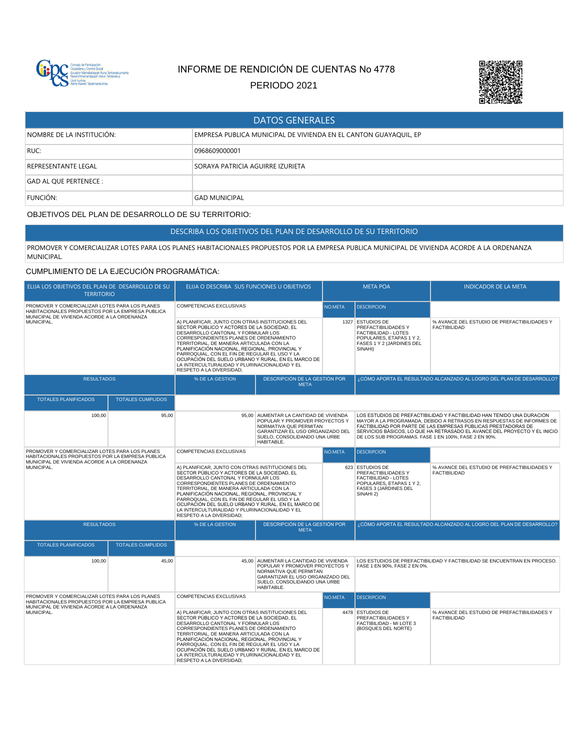# INFORME DE RENDICIÓN DE CUENTAS No 4778

PERIODO 2021

| DATOS GENERALES | |
|---|---|
| NOMBRE DE LA INSTITUCIÓN: | EMPRESA PUBLICA MUNICIPAL DE VIVIENDA EN EL CANTON GUAYAQUIL, EP |
| RUC: | 0968609000001 |
| REPRESENTANTE LEGAL | SORAYA PATRICIA AGUIRRE IZURIETA |
| GAD AL QUE PERTENECE : | |
| FUNCIÓN: | GAD MUNICIPAL |

## OBJETIVOS DEL PLAN DE DESARROLLO DE SU TERRITORIO:

| DESCRIBA LOS OBJETIVOS DEL PLAN DE DESARROLLO DE SU TERRITORIO |
|---|
| PROMOVER Y COMERCIALIZAR LOTES PARA LOS PLANES HABITACIONALES PROPUESTOS POR LA EMPRESA PUBLICA MUNICIPAL DE VIVIENDA ACORDE A LA ORDENANZA MUNICIPAL. |

## CUMPLIMIENTO DE LA EJECUCIÓN PROGRAMÁTICA:

| ELIJA LOS OBJETIVOS DEL PLAN DE DESARROLLO DE SU TERRITORIO | | ELIJA O DESCRIBA SUS FUNCIONES U OBJETIVOS | | META POA | | INDICADOR DE LA META |
|---|---|---|---|---|---|---|
| PROMOVER Y COMERCIALIZAR LOTES PARA LOS PLANES HABITACIONALES PROPUESTOS POR LA EMPRESA PUBLICA MUNICIPAL DE VIVIENDA ACORDE A LA ORDENANZA MUNICIPAL. | | COMPETENCIAS EXCLUSIVAS | | NO.META | DESCRIPCION | |
| | | A) PLANIFICAR, JUNTO CON OTRAS INSTITUCIONES DEL SECTOR PÚBLICO Y ACTORES DE LA SOCIEDAD, EL DESARROLLO CANTONAL Y FORMULAR LOS CORRESPONDIENTES PLANES DE ORDENAMIENTO TERRITORIAL, DE MANERA ARTICULADA CON LA PLANIFICACIÓN NACIONAL, REGIONAL, PROVINCIAL Y PARROQUIAL, CON EL FIN DE REGULAR EL USO Y LA OCUPACIÓN DEL SUELO URBANO Y RURAL, EN EL MARCO DE LA INTERCULTURALIDAD Y PLURINACIONALIDAD Y EL RESPETO A LA DIVERSIDAD; | | 1327 | ESTUDIOS DE PREFACTIBILIDADES Y FACTIBILIDAD - LOTES POPULARES, ETAPAS 1 Y 2, FASES 1 Y 2 (JARDINES DEL SINAHI) | % AVANCE DEL ESTUDIO DE PREFACTIBILIDADES Y FACTIBILIDAD |
| RESULTADOS | | % DE LA GESTION | DESCRIPCIÓN DE LA GESTIÓN POR META | ¿CÓMO APORTA EL RESULTADO ALCANZADO AL LOGRO DEL PLAN DE DESARROLLO? | | |
| TOTALES PLANIFICADOS | TOTALES CUMPLIDOS | | | | | |
| 100,00 | 95,00 | 95,00 | AUMENTAR LA CANTIDAD DE VIVIENDA POPULAR Y PROMOVER PROYECTOS Y NORMATIVA QUE PERMITAN GARANTIZAR EL USO ORGANIZADO DEL SUELO, CONSOLIDANDO UNA URBE HABITABLE. | LOS ESTUDIOS DE PREFACTIBILIDAD Y FACTIBILIDAD HAN TENIDO UNA DURACIÓN MAYOR A LA PROGRAMADA, DEBIDO A RETRASOS EN RESPUESTAS DE INFORMES DE FACTIBILIDAD POR PARTE DE LAS EMPRESAS PÚBLICAS PRESTADORAS DE SERVICIOS BÁSICOS, LO QUE HA RETRASADO EL AVANCE DEL PROYECTO Y EL INICIO DE LOS SUB PROGRAMAS. FASE 1 EN 100%, FASE 2 EN 90%. | | |
| PROMOVER Y COMERCIALIZAR LOTES PARA LOS PLANES HABITACIONALES PROPUESTOS POR LA EMPRESA PUBLICA MUNICIPAL DE VIVIENDA ACORDE A LA ORDENANZA MUNICIPAL. | | COMPETENCIAS EXCLUSIVAS | | NO.META | DESCRIPCION | |
| | | A) PLANIFICAR, JUNTO CON OTRAS INSTITUCIONES DEL SECTOR PÚBLICO Y ACTORES DE LA SOCIEDAD, EL DESARROLLO CANTONAL Y FORMULAR LOS CORRESPONDIENTES PLANES DE ORDENAMIENTO TERRITORIAL, DE MANERA ARTICULADA CON LA PLANIFICACIÓN NACIONAL, REGIONAL, PROVINCIAL Y PARROQUIAL, CON EL FIN DE REGULAR EL USO Y LA OCUPACIÓN DEL SUELO URBANO Y RURAL, EN EL MARCO DE LA INTERCULTURALIDAD Y PLURINACIONALIDAD Y EL RESPETO A LA DIVERSIDAD; | | 623 | ESTUDIOS DE PREFACTIBILIDADES Y FACTIBILIDAD - LOTES POPULARES, ETAPAS 1 Y 2, FASES 3 (JARDINES DEL SINAHI 2) | % AVANCE DEL ESTUDIO DE PREFACTIBILIDADES Y FACTIBILIDAD |
| RESULTADOS | | % DE LA GESTION | DESCRIPCIÓN DE LA GESTIÓN POR META | ¿CÓMO APORTA EL RESULTADO ALCANZADO AL LOGRO DEL PLAN DE DESARROLLO? | | |
| TOTALES PLANIFICADOS | TOTALES CUMPLIDOS | | | | | |
| 100,00 | 45,00 | 45,00 | AUMENTAR LA CANTIDAD DE VIVIENDA POPULAR Y PROMOVER PROYECTOS Y NORMATIVA QUE PERMITAN GARANTIZAR EL USO ORGANIZADO DEL SUELO, CONSOLIDANDO UNA URBE HABITABLE. | LOS ESTUDIOS DE PREFACTIBILIDAD Y FACTIBILIDAD SE ENCUENTRAN EN PROCESO. FASE 1 EN 90%, FASE 2 EN 0%. | | |
| PROMOVER Y COMERCIALIZAR LOTES PARA LOS PLANES HABITACIONALES PROPUESTOS POR LA EMPRESA PUBLICA MUNICIPAL DE VIVIENDA ACORDE A LA ORDENANZA MUNICIPAL. | | COMPETENCIAS EXCLUSIVAS | | NO.META | DESCRIPCION | |
| | | A) PLANIFICAR, JUNTO CON OTRAS INSTITUCIONES DEL SECTOR PÚBLICO Y ACTORES DE LA SOCIEDAD, EL DESARROLLO CANTONAL Y FORMULAR LOS CORRESPONDIENTES PLANES DE ORDENAMIENTO TERRITORIAL, DE MANERA ARTICULADA CON LA PLANIFICACIÓN NACIONAL, REGIONAL, PROVINCIAL Y PARROQUIAL, CON EL FIN DE REGULAR EL USO Y LA OCUPACIÓN DEL SUELO URBANO Y RURAL, EN EL MARCO DE LA INTERCULTURALIDAD Y PLURINACIONALIDAD Y EL RESPETO A LA DIVERSIDAD; | | 4478 | ESTUDIOS DE PREFACTIBILIDADES Y FACTIBILIDAD - MI LOTE 3 (BOSQUES DEL NORTE) | % AVANCE DEL ESTUDIO DE PREFACTIBILIDADES Y FACTIBILIDAD |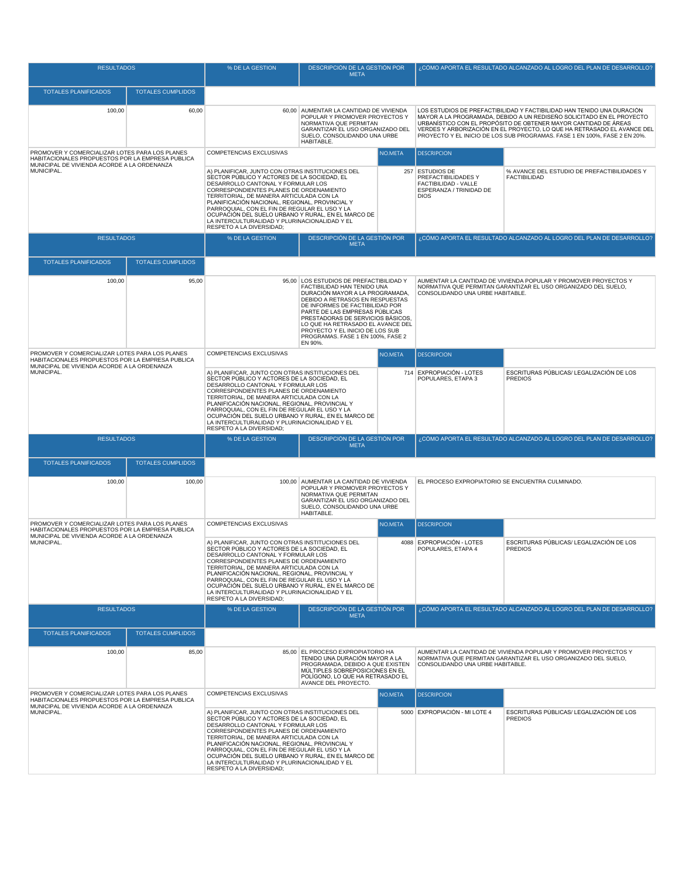| RESULTADOS | | % DE LA GESTION | DESCRIPCIÓN DE LA GESTIÓN POR META | ¿CÓMO APORTA EL RESULTADO ALCANZADO AL LOGRO DEL PLAN DE DESARROLLO? |
|---|---|---|---|---|
| TOTALES PLANIFICADOS | TOTALES CUMPLIDOS | | | |
| 100,00 | 60,00 | 60,00 | AUMENTAR LA CANTIDAD DE VIVIENDA POPULAR Y PROMOVER PROYECTOS Y NORMATIVA QUE PERMITAN GARANTIZAR EL USO ORGANIZADO DEL SUELO, CONSOLIDANDO UNA URBE HABITABLE. | LOS ESTUDIOS DE PREFACTIBILIDAD Y FACTIBILIDAD HAN TENIDO UNA DURACIÓN MAYOR A LA PROGRAMADA, DEBIDO A UN REDISEÑO SOLICITADO EN EL PROYECTO URBANÍSTICO CON EL PROPÓSITO DE OBTENER MAYOR CANTIDAD DE ÁREAS VERDES Y ARBORIZACIÓN EN EL PROYECTO, LO QUE HA RETRASADO EL AVANCE DEL PROYECTO Y EL INICIO DE LOS SUB PROGRAMAS. FASE 1 EN 100%, FASE 2 EN 20%. |

| | COMPETENCIAS EXCLUSIVAS | NO.META | DESCRIPCION | |
|---|---|---|---|---|
| PROMOVER Y COMERCIALIZAR LOTES PARA LOS PLANES HABITACIONALES PROPUESTOS POR LA EMPRESA PUBLICA MUNICIPAL DE VIVIENDA ACORDE A LA ORDENANZA MUNICIPAL. | A) PLANIFICAR, JUNTO CON OTRAS INSTITUCIONES DEL SECTOR PÚBLICO Y ACTORES DE LA SOCIEDAD, EL DESARROLLO CANTONAL Y FORMULAR LOS CORRESPONDIENTES PLANES DE ORDENAMIENTO TERRITORIAL, DE MANERA ARTICULADA CON LA PLANIFICACIÓN NACIONAL, REGIONAL, PROVINCIAL Y PARROQUIAL, CON EL FIN DE REGULAR EL USO Y LA OCUPACIÓN DEL SUELO URBANO Y RURAL, EN EL MARCO DE LA INTERCULTURALIDAD Y PLURINACIONALIDAD Y EL RESPETO A LA DIVERSIDAD; | 257 | ESTUDIOS DE PREFACTIBILIDADES Y FACTIBILIDAD - VALLE ESPERANZA / TRINIDAD DE DIOS | % AVANCE DEL ESTUDIO DE PREFACTIBILIDADES Y FACTIBILIDAD |

| RESULTADOS | | % DE LA GESTION | DESCRIPCIÓN DE LA GESTIÓN POR META | ¿CÓMO APORTA EL RESULTADO ALCANZADO AL LOGRO DEL PLAN DE DESARROLLO? |
|---|---|---|---|---|
| TOTALES PLANIFICADOS | TOTALES CUMPLIDOS | | | |
| 100,00 | 95,00 | 95,00 | LOS ESTUDIOS DE PREFACTIBILIDAD Y FACTIBILIDAD HAN TENIDO UNA DURACIÓN MAYOR A LA PROGRAMADA, DEBIDO A RETRASOS EN RESPUESTAS DE INFORMES DE FACTIBILIDAD POR PARTE DE LAS EMPRESAS PÚBLICAS PRESTADORAS DE SERVICIOS BÁSICOS, LO QUE HA RETRASADO EL AVANCE DEL PROYECTO Y EL INICIO DE LOS SUB PROGRAMAS. FASE 1 EN 100%, FASE 2 EN 90%. | AUMENTAR LA CANTIDAD DE VIVIENDA POPULAR Y PROMOVER PROYECTOS Y NORMATIVA QUE PERMITAN GARANTIZAR EL USO ORGANIZADO DEL SUELO, CONSOLIDANDO UNA URBE HABITABLE. |

| | COMPETENCIAS EXCLUSIVAS | NO.META | DESCRIPCION | |
|---|---|---|---|---|
| PROMOVER Y COMERCIALIZAR LOTES PARA LOS PLANES HABITACIONALES PROPUESTOS POR LA EMPRESA PUBLICA MUNICIPAL DE VIVIENDA ACORDE A LA ORDENANZA MUNICIPAL. | A) PLANIFICAR, JUNTO CON OTRAS INSTITUCIONES DEL SECTOR PÚBLICO Y ACTORES DE LA SOCIEDAD, EL DESARROLLO CANTONAL Y FORMULAR LOS CORRESPONDIENTES PLANES DE ORDENAMIENTO TERRITORIAL, DE MANERA ARTICULADA CON LA PLANIFICACIÓN NACIONAL, REGIONAL, PROVINCIAL Y PARROQUIAL, CON EL FIN DE REGULAR EL USO Y LA OCUPACIÓN DEL SUELO URBANO Y RURAL, EN EL MARCO DE LA INTERCULTURALIDAD Y PLURINACIONALIDAD Y EL RESPETO A LA DIVERSIDAD; | 714 | EXPROPIACIÓN - LOTES POPULARES, ETAPA 3 | ESCRITURAS PÚBLICAS/ LEGALIZACIÓN DE LOS PREDIOS |

| RESULTADOS | | % DE LA GESTION | DESCRIPCIÓN DE LA GESTIÓN POR META | ¿CÓMO APORTA EL RESULTADO ALCANZADO AL LOGRO DEL PLAN DE DESARROLLO? |
|---|---|---|---|---|
| TOTALES PLANIFICADOS | TOTALES CUMPLIDOS | | | |
| 100,00 | 100,00 | 100,00 | AUMENTAR LA CANTIDAD DE VIVIENDA POPULAR Y PROMOVER PROYECTOS Y NORMATIVA QUE PERMITAN GARANTIZAR EL USO ORGANIZADO DEL SUELO, CONSOLIDANDO UNA URBE HABITABLE. | EL PROCESO EXPROPIATORIO SE ENCUENTRA CULMINADO. |

| | COMPETENCIAS EXCLUSIVAS | NO.META | DESCRIPCION | |
|---|---|---|---|---|
| PROMOVER Y COMERCIALIZAR LOTES PARA LOS PLANES HABITACIONALES PROPUESTOS POR LA EMPRESA PUBLICA MUNICIPAL DE VIVIENDA ACORDE A LA ORDENANZA MUNICIPAL. | A) PLANIFICAR, JUNTO CON OTRAS INSTITUCIONES DEL SECTOR PÚBLICO Y ACTORES DE LA SOCIEDAD, EL DESARROLLO CANTONAL Y FORMULAR LOS CORRESPONDIENTES PLANES DE ORDENAMIENTO TERRITORIAL, DE MANERA ARTICULADA CON LA PLANIFICACIÓN NACIONAL, REGIONAL, PROVINCIAL Y PARROQUIAL, CON EL FIN DE REGULAR EL USO Y LA OCUPACIÓN DEL SUELO URBANO Y RURAL, EN EL MARCO DE LA INTERCULTURALIDAD Y PLURINACIONALIDAD Y EL RESPETO A LA DIVERSIDAD; | 4088 | EXPROPIACIÓN - LOTES POPULARES, ETAPA 4 | ESCRITURAS PÚBLICAS/ LEGALIZACIÓN DE LOS PREDIOS |

| RESULTADOS | | % DE LA GESTION | DESCRIPCIÓN DE LA GESTIÓN POR META | ¿CÓMO APORTA EL RESULTADO ALCANZADO AL LOGRO DEL PLAN DE DESARROLLO? |
|---|---|---|---|---|
| TOTALES PLANIFICADOS | TOTALES CUMPLIDOS | | | |
| 100,00 | 85,00 | 85,00 | EL PROCESO EXPROPIATORIO HA TENIDO UNA DURACIÓN MAYOR A LA PROGRAMADA, DEBIDO A QUE EXISTEN MÚLTIPLES SOBREPOSICIONES EN EL POLÍGONO, LO QUE HA RETRASADO EL AVANCE DEL PROYECTO. | AUMENTAR LA CANTIDAD DE VIVIENDA POPULAR Y PROMOVER PROYECTOS Y NORMATIVA QUE PERMITAN GARANTIZAR EL USO ORGANIZADO DEL SUELO, CONSOLIDANDO UNA URBE HABITABLE. |

| | COMPETENCIAS EXCLUSIVAS | NO.META | DESCRIPCION | |
|---|---|---|---|---|
| PROMOVER Y COMERCIALIZAR LOTES PARA LOS PLANES HABITACIONALES PROPUESTOS POR LA EMPRESA PUBLICA MUNICIPAL DE VIVIENDA ACORDE A LA ORDENANZA MUNICIPAL. | A) PLANIFICAR, JUNTO CON OTRAS INSTITUCIONES DEL SECTOR PÚBLICO Y ACTORES DE LA SOCIEDAD, EL DESARROLLO CANTONAL Y FORMULAR LOS CORRESPONDIENTES PLANES DE ORDENAMIENTO TERRITORIAL, DE MANERA ARTICULADA CON LA PLANIFICACIÓN NACIONAL, REGIONAL, PROVINCIAL Y PARROQUIAL, CON EL FIN DE REGULAR EL USO Y LA OCUPACIÓN DEL SUELO URBANO Y RURAL, EN EL MARCO DE LA INTERCULTURALIDAD Y PLURINACIONALIDAD Y EL RESPETO A LA DIVERSIDAD; | 5000 | EXPROPIACIÓN - MI LOTE 4 | ESCRITURAS PÚBLICAS/ LEGALIZACIÓN DE LOS PREDIOS |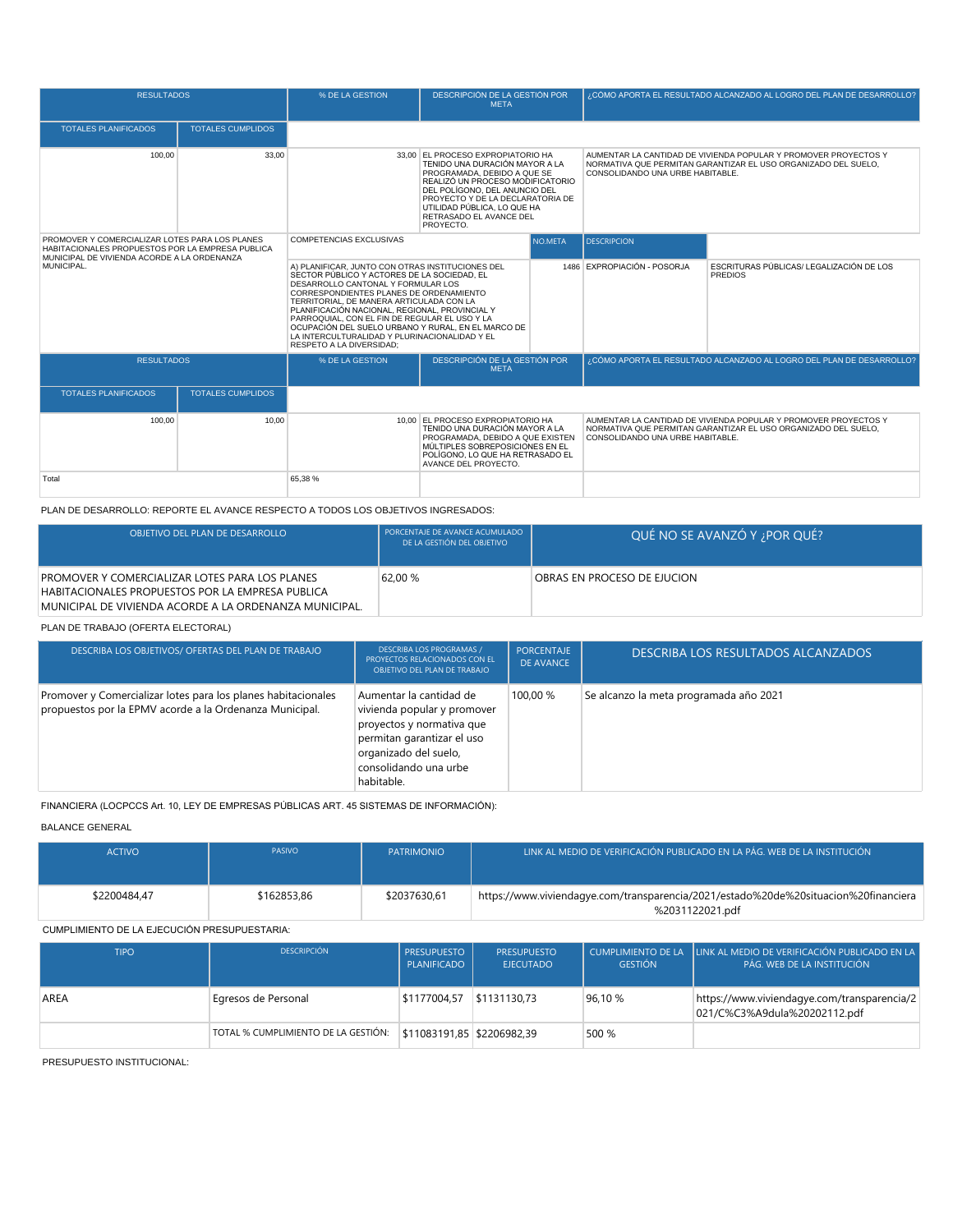| RESULTADOS | | % DE LA GESTION | DESCRIPCIÓN DE LA GESTIÓN POR META | ¿CÓMO APORTA EL RESULTADO ALCANZADO AL LOGRO DEL PLAN DE DESARROLLO? |
|---|---|---|---|---|
| TOTALES PLANIFICADOS | TOTALES CUMPLIDOS | | | |
| 100,00 | 33,00 | 33,00 | EL PROCESO EXPROPIATORIO HA TENIDO UNA DURACIÓN MAYOR A LA PROGRAMADA, DEBIDO A QUE SE REALIZÓ UN PROCESO MODIFICATORIO DEL POLÍGONO, DEL ANUNCIO DEL PROYECTO Y DE LA DECLARATORIA DE UTILIDAD PÚBLICA, LO QUE HA RETRASADO EL AVANCE DEL PROYECTO. | AUMENTAR LA CANTIDAD DE VIVIENDA POPULAR Y PROMOVER PROYECTOS Y NORMATIVA QUE PERMITAN GARANTIZAR EL USO ORGANIZADO DEL SUELO, CONSOLIDANDO UNA URBE HABITABLE. |

| PROMOVER Y COMERCIALIZAR LOTES PARA LOS PLANES HABITACIONALES PROPUESTOS POR LA EMPRESA PUBLICA MUNICIPAL DE VIVIENDA ACORDE A LA ORDENANZA MUNICIPAL. | COMPETENCIAS EXCLUSIVAS | NO.META | DESCRIPCION | |
|---|---|---|---|---|
| | A) PLANIFICAR, JUNTO CON OTRAS INSTITUCIONES DEL SECTOR PÚBLICO Y ACTORES DE LA SOCIEDAD, EL DESARROLLO CANTONAL Y FORMULAR LOS CORRESPONDIENTES PLANES DE ORDENAMIENTO TERRITORIAL, DE MANERA ARTICULADA CON LA PLANIFICACIÓN NACIONAL, REGIONAL, PROVINCIAL Y PARROQUIAL, CON EL FIN DE REGULAR EL USO Y LA OCUPACIÓN DEL SUELO URBANO Y RURAL, EN EL MARCO DE LA INTERCULTURALIDAD Y PLURINACIONALIDAD Y EL RESPETO A LA DIVERSIDAD; | 1486 | EXPROPIACIÓN - POSORJA | ESCRITURAS PÚBLICAS/ LEGALIZACIÓN DE LOS PREDIOS |

| RESULTADOS | | % DE LA GESTION | DESCRIPCIÓN DE LA GESTIÓN POR META | ¿CÓMO APORTA EL RESULTADO ALCANZADO AL LOGRO DEL PLAN DE DESARROLLO? |
|---|---|---|---|---|
| TOTALES PLANIFICADOS | TOTALES CUMPLIDOS | | | |
| 100,00 | 10,00 | 10,00 | EL PROCESO EXPROPIATORIO HA TENIDO UNA DURACIÓN MAYOR A LA PROGRAMADA, DEBIDO A QUE EXISTEN MÚLTIPLES SOBREPOSICIONES EN EL POLÍGONO, LO QUE HA RETRASADO EL AVANCE DEL PROYECTO. | AUMENTAR LA CANTIDAD DE VIVIENDA POPULAR Y PROMOVER PROYECTOS Y NORMATIVA QUE PERMITAN GARANTIZAR EL USO ORGANIZADO DEL SUELO, CONSOLIDANDO UNA URBE HABITABLE. |
| Total | | 65,38 % | | |

PLAN DE DESARROLLO: REPORTE EL AVANCE RESPECTO A TODOS LOS OBJETIVOS INGRESADOS:

| OBJETIVO DEL PLAN DE DESARROLLO | PORCENTAJE DE AVANCE ACUMULADO DE LA GESTIÓN DEL OBJETIVO | QUÉ NO SE AVANZÓ Y ¿POR QUÉ? |
|---|---|---|
| PROMOVER Y COMERCIALIZAR LOTES PARA LOS PLANES HABITACIONALES PROPUESTOS POR LA EMPRESA PUBLICA MUNICIPAL DE VIVIENDA ACORDE A LA ORDENANZA MUNICIPAL. | 62,00 % | OBRAS EN PROCESO DE EJUCION |

PLAN DE TRABAJO (OFERTA ELECTORAL)

| DESCRIBA LOS OBJETIVOS/ OFERTAS DEL PLAN DE TRABAJO | DESCRIBA LOS PROGRAMAS / PROYECTOS RELACIONADOS CON EL OBJETIVO DEL PLAN DE TRABAJO | PORCENTAJE DE AVANCE | DESCRIBA LOS RESULTADOS ALCANZADOS |
|---|---|---|---|
| Promover y Comercializar lotes para los planes habitacionales propuestos por la EPMV acorde a la Ordenanza Municipal. | Aumentar la cantidad de vivienda popular y promover proyectos y normativa que permitan garantizar el uso organizado del suelo, consolidando una urbe habitable. | 100,00 % | Se alcanzo la meta programada año 2021 |

FINANCIERA (LOCPCCS Art. 10, LEY DE EMPRESAS PÚBLICAS ART. 45 SISTEMAS DE INFORMACIÓN):

BALANCE GENERAL

| ACTIVO | PASIVO | PATRIMONIO | LINK AL MEDIO DE VERIFICACIÓN PUBLICADO EN LA PÁG. WEB DE LA INSTITUCIÓN |
|---|---|---|---|
| $2200484,47 | $162853,86 | $2037630,61 | https://www.viviendagye.com/transparencia/2021/estado%20de%20situacion%20financiera%2031122021.pdf |

CUMPLIMIENTO DE LA EJECUCIÓN PRESUPUESTARIA:

| TIPO | DESCRIPCIÓN | PRESUPUESTO PLANIFICADO | PRESUPUESTO EJECUTADO | CUMPLIMIENTO DE LA GESTIÓN | LINK AL MEDIO DE VERIFICACIÓN PUBLICADO EN LA PÁG. WEB DE LA INSTITUCIÓN |
|---|---|---|---|---|---|
| AREA | Egresos de Personal | $1177004,57 | $1131130,73 | 96,10 % | https://www.viviendagye.com/transparencia/2021/C%C3%A9dula%20202112.pdf |
| | TOTAL % CUMPLIMIENTO DE LA GESTIÓN: | $11083191,85 | $2206982,39 | 500 % | |

PRESUPUESTO INSTITUCIONAL: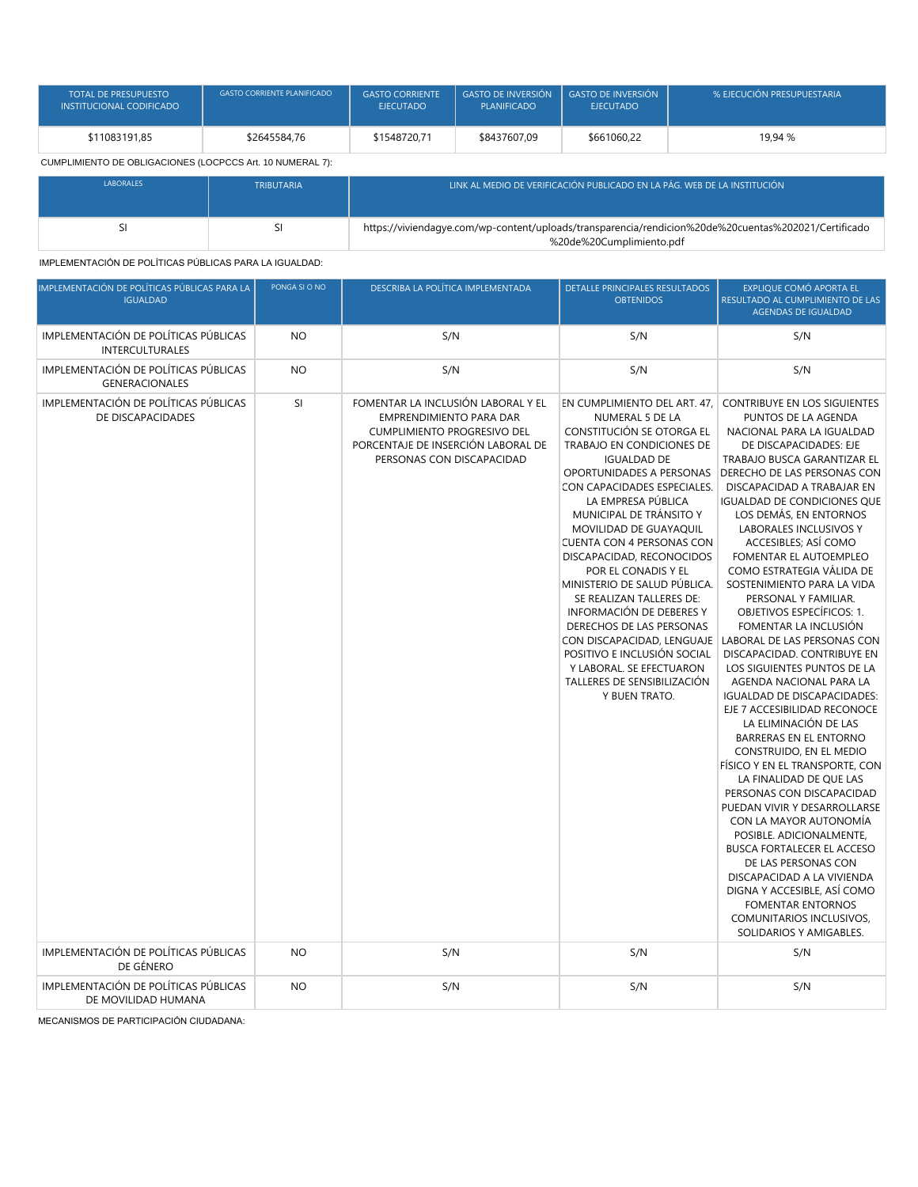| TOTAL DE PRESUPUESTO INSTITUCIONAL CODIFICADO | GASTO CORRIENTE PLANIFICADO | GASTO CORRIENTE EJECUTADO | GASTO DE INVERSIÓN PLANIFICADO | GASTO DE INVERSIÓN EJECUTADO | % EJECUCIÓN PRESUPUESTARIA |
|---|---|---|---|---|---|
| $11083191,85 | $2645584,76 | $1548720,71 | $8437607,09 | $661060,22 | 19,94 % |

CUMPLIMIENTO DE OBLIGACIONES (LOCPCCS Art. 10 NUMERAL 7):

| LABORALES | TRIBUTARIA | LINK AL MEDIO DE VERIFICACIÓN PUBLICADO EN LA PÁG. WEB DE LA INSTITUCIÓN |
|---|---|---|
| SI | SI | https://viviendagye.com/wp-content/uploads/transparencia/rendicion%20de%20cuentas%202021/Certificado%20de%20Cumplimiento.pdf |

IMPLEMENTACIÓN DE POLÍTICAS PÚBLICAS PARA LA IGUALDAD:

| IMPLEMENTACIÓN DE POLÍTICAS PÚBLICAS PARA LA IGUALDAD | PONGA SI O NO | DESCRIBA LA POLÍTICA IMPLEMENTADA | DETALLE PRINCIPALES RESULTADOS OBTENIDOS | EXPLIQUE COMÓ APORTA EL RESULTADO AL CUMPLIMIENTO DE LAS AGENDAS DE IGUALDAD |
|---|---|---|---|---|
| IMPLEMENTACIÓN DE POLÍTICAS PÚBLICAS INTERCULTURALES | NO | S/N | S/N | S/N |
| IMPLEMENTACIÓN DE POLÍTICAS PÚBLICAS GENERACIONALES | NO | S/N | S/N | S/N |
| IMPLEMENTACIÓN DE POLÍTICAS PÚBLICAS DE DISCAPACIDADES | SI | FOMENTAR LA INCLUSIÓN LABORAL Y EL EMPRENDIMIENTO PARA DAR CUMPLIMIENTO PROGRESIVO DEL PORCENTAJE DE INSERCIÓN LABORAL DE PERSONAS CON DISCAPACIDAD | EN CUMPLIMIENTO DEL ART. 47, NUMERAL 5 DE LA CONSTITUCIÓN SE OTORGA EL TRABAJO EN CONDICIONES DE IGUALDAD DE OPORTUNIDADES A PERSONAS CON CAPACIDADES ESPECIALES. LA EMPRESA PÚBLICA MUNICIPAL DE TRÁNSITO Y MOVILIDAD DE GUAYAQUIL CUENTA CON 4 PERSONAS CON DISCAPACIDAD, RECONOCIDOS POR EL CONADIS Y EL MINISTERIO DE SALUD PÚBLICA. SE REALIZAN TALLERES DE: INFORMACIÓN DE DEBERES Y DERECHOS DE LAS PERSONAS CON DISCAPACIDAD, LENGUAJE POSITIVO E INCLUSIÓN SOCIAL Y LABORAL. SE EFECTUARON TALLERES DE SENSIBILIZACIÓN Y BUEN TRATO. | CONTRIBUYE EN LOS SIGUIENTES PUNTOS DE LA AGENDA NACIONAL PARA LA IGUALDAD DE DISCAPACIDADES: EJE TRABAJO BUSCA GARANTIZAR EL DERECHO DE LAS PERSONAS CON DISCAPACIDAD A TRABAJAR EN IGUALDAD DE CONDICIONES QUE LOS DEMÁS, EN ENTORNOS LABORALES INCLUSIVOS Y ACCESIBLES; ASÍ COMO FOMENTAR EL AUTOEMPLEO COMO ESTRATEGIA VÁLIDA DE SOSTENIMIENTO PARA LA VIDA PERSONAL Y FAMILIAR. OBJETIVOS ESPECÍFICOS: 1. FOMENTAR LA INCLUSIÓN LABORAL DE LAS PERSONAS CON DISCAPACIDAD. CONTRIBUYE EN LOS SIGUIENTES PUNTOS DE LA AGENDA NACIONAL PARA LA IGUALDAD DE DISCAPACIDADES: EJE 7 ACCESIBILIDAD RECONOCE LA ELIMINACIÓN DE LAS BARRERAS EN EL ENTORNO CONSTRUIDO, EN EL MEDIO FÍSICO Y EN EL TRANSPORTE, CON LA FINALIDAD DE QUE LAS PERSONAS CON DISCAPACIDAD PUEDAN VIVIR Y DESARROLLARSE CON LA MAYOR AUTONOMÍA POSIBLE. ADICIONALMENTE, BUSCA FORTALECER EL ACCESO DE LAS PERSONAS CON DISCAPACIDAD A LA VIVIENDA DIGNA Y ACCESIBLE, ASÍ COMO FOMENTAR ENTORNOS COMUNITARIOS INCLUSIVOS, SOLIDARIOS Y AMIGABLES. |
| IMPLEMENTACIÓN DE POLÍTICAS PÚBLICAS DE GÉNERO | NO | S/N | S/N | S/N |
| IMPLEMENTACIÓN DE POLÍTICAS PÚBLICAS DE MOVILIDAD HUMANA | NO | S/N | S/N | S/N |

MECANISMOS DE PARTICIPACIÓN CIUDADANA: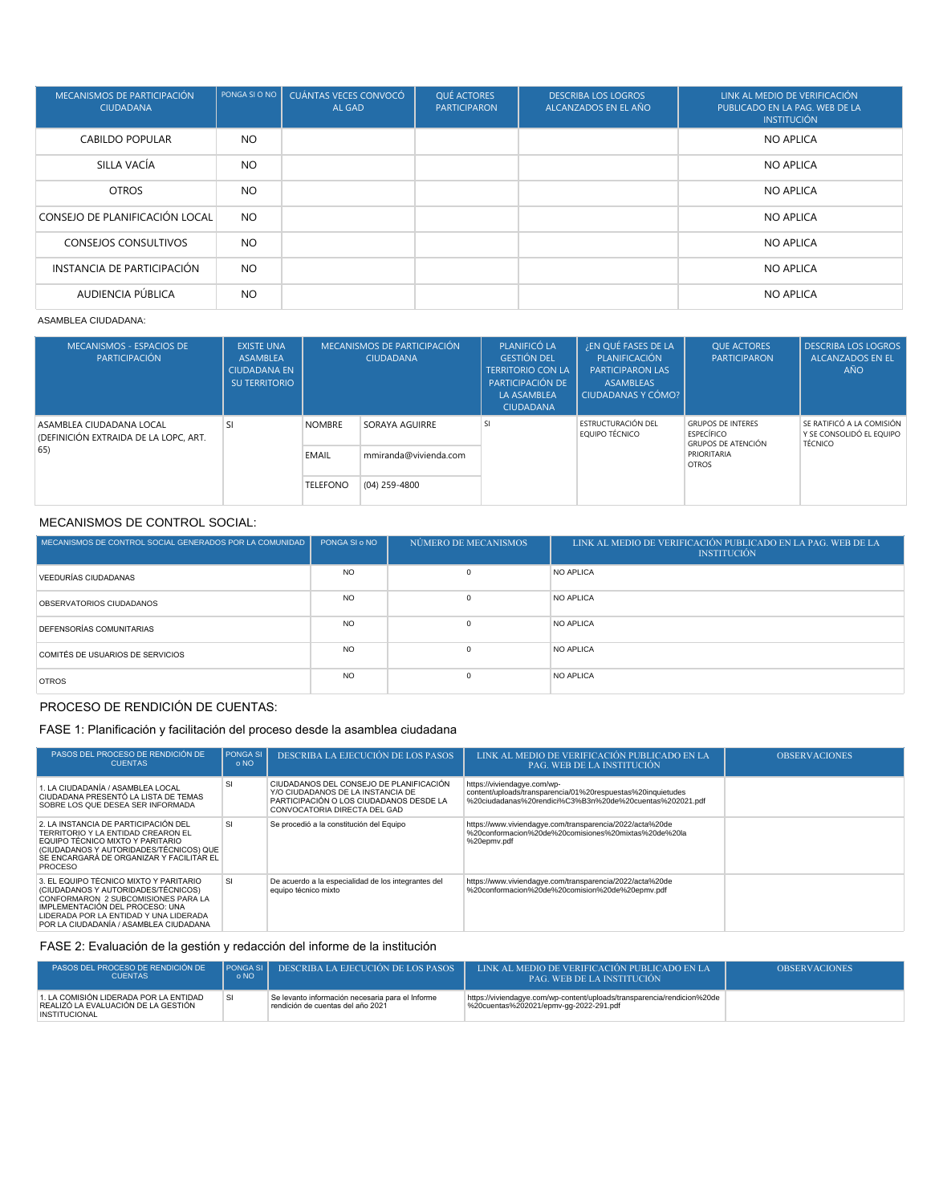| MECANISMOS DE PARTICIPACIÓN CIUDADANA | PONGA SI O NO | CUÁNTAS VECES CONVOCÓ AL GAD | QUÉ ACTORES PARTICIPARON | DESCRIBA LOS LOGROS ALCANZADOS EN EL AÑO | LINK AL MEDIO DE VERIFICACIÓN PUBLICADO EN LA PAG. WEB DE LA INSTITUCIÓN |
|---|---|---|---|---|---|
| CABILDO POPULAR | NO | | | | NO APLICA |
| SILLA VACÍA | NO | | | | NO APLICA |
| OTROS | NO | | | | NO APLICA |
| CONSEJO DE PLANIFICACIÓN LOCAL | NO | | | | NO APLICA |
| CONSEJOS CONSULTIVOS | NO | | | | NO APLICA |
| INSTANCIA DE PARTICIPACIÓN | NO | | | | NO APLICA |
| AUDIENCIA PÚBLICA | NO | | | | NO APLICA |

ASAMBLEA CIUDADANA:

| MECANISMOS - ESPACIOS DE PARTICIPACIÓN | EXISTE UNA ASAMBLEA CIUDADANA EN SU TERRITORIO | MECANISMOS DE PARTICIPACIÓN CIUDADANA | | PLANIFICÓ LA GESTIÓN DEL TERRITORIO CON LA PARTICIPACIÓN DE LA ASAMBLEA CIUDADANA | ¿EN QUÉ FASES DE LA PLANIFICACIÓN PARTICIPARON LAS ASAMBLEAS CIUDADANAS Y CÓMO? | QUE ACTORES PARTICIPARON | DESCRIBA LOS LOGROS ALCANZADOS EN EL AÑO |
|---|---|---|---|---|---|---|---|
| ASAMBLEA CIUDADANA LOCAL (DEFINICIÓN EXTRAIDA DE LA LOPC, ART. 65) | SI | NOMBRE | SORAYA AGUIRRE | SI | ESTRUCTURACIÓN DEL EQUIPO TÉCNICO | GRUPOS DE INTERES ESPECÍFICO<br>GRUPOS DE ATENCIÓN PRIORITARIA<br>OTROS | SE RATIFICÓ A LA COMISIÓN Y SE CONSOLIDÓ EL EQUIPO TÉCNICO |
| | | EMAIL | mmiranda@vivienda.com | | | | |
| | | TELEFONO | (04) 259-4800 | | | | |

MECANISMOS DE CONTROL SOCIAL:

| MECANISMOS DE CONTROL SOCIAL GENERADOS POR LA COMUNIDAD | PONGA SI o NO | NÚMERO DE MECANISMOS | LINK AL MEDIO DE VERIFICACIÓN PUBLICADO EN LA PAG. WEB DE LA INSTITUCIÓN |
|---|---|---|---|
| VEEDURÍAS CIUDADANAS | NO | 0 | NO APLICA |
| OBSERVATORIOS CIUDADANOS | NO | 0 | NO APLICA |
| DEFENSORÍAS COMUNITARIAS | NO | 0 | NO APLICA |
| COMITÉS DE USUARIOS DE SERVICIOS | NO | 0 | NO APLICA |
| OTROS | NO | 0 | NO APLICA |

PROCESO DE RENDICIÓN DE CUENTAS:

FASE 1: Planificación y facilitación del proceso desde la asamblea ciudadana

| PASOS DEL PROCESO DE RENDICIÓN DE CUENTAS | PONGA SI o NO | DESCRIBA LA EJECUCIÓN DE LOS PASOS | LINK AL MEDIO DE VERIFICACIÓN PUBLICADO EN LA PAG. WEB DE LA INSTITUCIÓN | OBSERVACIONES |
|---|---|---|---|---|
| 1. LA CIUDADANÍA / ASAMBLEA LOCAL CIUDADANA PRESENTÓ LA LISTA DE TEMAS SOBRE LOS QUE DESEA SER INFORMADA | SI | CIUDADANOS DEL CONSEJO DE PLANIFICACIÓN Y/O CIUDADANOS DE LA INSTANCIA DE PARTICIPACIÓN O LOS CIUDADANOS DESDE LA CONVOCATORIA DIRECTA DEL GAD | https://viviendagye.com/wp-content/uploads/transparencia/01%20respuestas%20inquietudes%20ciudadanas%20rendici%C3%B3n%20de%20cuentas%202021.pdf | |
| 2. LA INSTANCIA DE PARTICIPACIÓN DEL TERRITORIO Y LA ENTIDAD CREARON EL EQUIPO TÉCNICO MIXTO Y PARITARIO (CIUDADANOS Y AUTORIDADES/TÉCNICOS) QUE SE ENCARGARÁ DE ORGANIZAR Y FACILITAR EL PROCESO | SI | Se procedió a la constitución del Equipo | https://www.viviendagye.com/transparencia/2022/acta%20de%20conformacion%20de%20comisiones%20mixtas%20de%20la%20epmv.pdf | |
| 3. EL EQUIPO TÉCNICO MIXTO Y PARITARIO (CIUDADANOS Y AUTORIDADES/TÉCNICOS) CONFORMARON 2 SUBCOMISIONES PARA LA IMPLEMENTACIÓN DEL PROCESO: UNA LIDERADA POR LA ENTIDAD Y UNA LIDERADA POR LA CIUDADANÍA / ASAMBLEA CIUDADANA | SI | De acuerdo a la especialidad de los integrantes del equipo técnico mixto | https://www.viviendagye.com/transparencia/2022/acta%20de%20conformacion%20de%20comision%20de%20epmv.pdf | |

FASE 2: Evaluación de la gestión y redacción del informe de la institución

| PASOS DEL PROCESO DE RENDICIÓN DE CUENTAS | PONGA SI o NO | DESCRIBA LA EJECUCIÓN DE LOS PASOS | LINK AL MEDIO DE VERIFICACIÓN PUBLICADO EN LA PAG. WEB DE LA INSTITUCIÓN | OBSERVACIONES |
|---|---|---|---|---|
| 1. LA COMISIÓN LIDERADA POR LA ENTIDAD REALIZÓ LA EVALUACIÓN DE LA GESTIÓN INSTITUCIONAL | SI | Se levanto información necesaria para el Informe rendición de cuentas del año 2021 | https://viviendagye.com/wp-content/uploads/transparencia/rendicion%20de%20cuentas%202021/epmv-gg-2022-291.pdf | |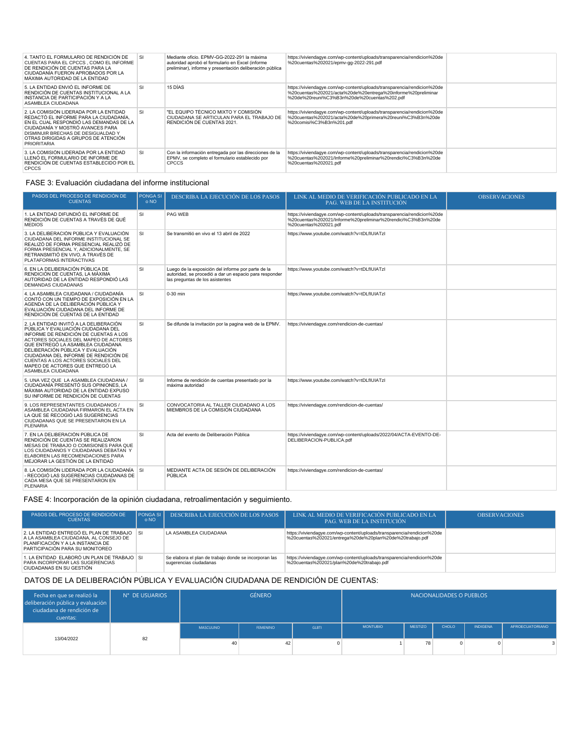| | | | | |
|---|---|---|---|---|
| 4. TANTO EL FORMULARIO DE RENDICIÓN DE CUENTAS PARA EL CPCCS , COMO EL INFORME DE RENDICIÓN DE CUENTAS PARA LA CIUDADANÍA FUERON APROBADOS POR LA MÁXIMA AUTORIDAD DE LA ENTIDAD | SI | Mediante oficio. EPMV-GG-2022-291 la máxima autoridad aprobó el formulario en Excel (informe preliminar), informe y presentación deliberación pública | https://viviendagye.com/wp-content/uploads/transparencia/rendicion%20de%20cuentas%202021/epmv-gg-2022-291.pdf | |
| 5. LA ENTIDAD ENVIÓ EL INFORME DE RENDICIÓN DE CUENTAS INSTITUCIONAL A LA INSTANCIA DE PARTICIPACIÓN Y A LA ASAMBLEA CIUDADANA | SI | 15 DÍAS | https://viviendagye.com/wp-content/uploads/transparencia/rendicion%20de%20cuentas%202021/acta%20de%20entrega%20informe%20preliminar%20de%20reuni%C3%B3n%20de%20cuentas%202.pdf | |
| 2. LA COMISIÓN LIDERADA POR LA ENTIDAD REDACTÓ EL INFORME PARA LA CIUDADANÍA, EN EL CUAL RESPONDIÓ LAS DEMANDAS DE LA CIUDADANÍA Y MOSTRÓ AVANCES PARA DISMINUIR BRECHAS DE DESIGUALDAD Y OTRAS DIRIGIDAS A GRUPOS DE ATENCIÓN PRIORITARIA | SI | "EL EQUIPO TÉCNICO MIXTO Y COMISIÓN CIUDADANA SE ARTICULAN PARA EL TRABAJO DE RENDICIÓN DE CUENTAS 2021. | https://viviendagye.com/wp-content/uploads/transparencia/rendicion%20de%20cuentas%202021/acta%20de%20primera%20reuni%C3%B3n%20de%20comisi%C3%B3n%201.pdf | |
| 3. LA COMISIÓN LIDERADA POR LA ENTIDAD LLENÓ EL FORMULARIO DE INFORME DE RENDICIÓN DE CUENTAS ESTABLECIDO POR EL CPCCS | SI | Con la información entregada por las direcciones de la EPMV, se completo el formulario establecido por CPCCS | https://viviendagye.com/wp-content/uploads/transparencia/rendicion%20de%20cuentas%202021/Informe%20preliminar%20rendici%C3%B3n%20de%20cuentas%202021.pdf | |

## FASE 3: Evaluación ciudadana del informe institucional

| PASOS DEL PROCESO DE RENDICIÓN DE CUENTAS | PONGA SI o NO | DESCRIBA LA EJECUCIÓN DE LOS PASOS | LINK AL MEDIO DE VERIFICACIÓN PUBLICADO EN LA PAG. WEB DE LA INSTITUCIÓN | OBSERVACIONES |
|---|---|---|---|---|
| 1. LA ENTIDAD DIFUNDIÓ EL INFORME DE RENDICIÓN DE CUENTAS A TRAVÉS DE QUÉ MEDIOS | SI | PAG WEB | https://viviendagye.com/wp-content/uploads/transparencia/rendicion%20de%20cuentas%202021/Informe%20preliminar%20rendici%C3%B3n%20de%20cuentas%202021.pdf | |
| 3. LA DELIBERACIÓN PÚBLICA Y EVALUACIÓN CIUDADANA DEL INFORME INSTITUCIONAL SE REALIZÓ DE FORMA PRESENCIAL REALIZÓ DE FORMA PRESENCIAL Y, ADICIONALMENTE, SE RETRANSMITIÓ EN VIVO, A TRAVÉS DE PLATAFORMAS INTERACTIVAS | SI | Se transmitió en vivo el 13 abril de 2022 | https://www.youtube.com/watch?v=tDLfIUIATzI | |
| 6. EN LA DELIBERACIÓN PÚBLICA DE RENDICIÓN DE CUENTAS, LA MÁXIMA AUTORIDAD DE LA ENTIDAD RESPONDIÓ LAS DEMANDAS CIUDADANAS | SI | Luego de la exposición del informe por parte de la autoridad, se procedió a dar un espacio para responder las preguntas de los asistentes | https://www.youtube.com/watch?v=tDLfIUIATzI | |
| 4. LA ASAMBLEA CIUDADANA / CIUDADANÍA CONTÓ CON UN TIEMPO DE EXPOSICIÓN EN LA AGENDA DE LA DELIBERACIÓN PÚBLICA Y EVALUACIÓN CIUDADANA DEL INFORME DE RENDICIÓN DE CUENTAS DE LA ENTIDAD | SI | 0-30 min | https://www.youtube.com/watch?v=tDLfIUIATzI | |
| 2. LA ENTIDAD INVITÓ A LA DELIBERACIÓN PÚBLICA Y EVALUACIÓN CIUDADANA DEL INFORME DE RENDICIÓN DE CUENTAS A LOS ACTORES SOCIALES DEL MAPEO DE ACTORES QUE ENTREGÓ LA ASAMBLEA CIUDADANA DELIBERACIÓN PÚBLICA Y EVALUACIÓN CIUDADANA DEL INFORME DE RENDICIÓN DE CUENTAS A LOS ACTORES SOCIALES DEL MAPEO DE ACTORES QUE ENTREGÓ LA ASAMBLEA CIUDADANA | SI | Se difunde la invitación por la pagina web de la EPMV. | https://viviendagye.com/rendicion-de-cuentas/ | |
| 5. UNA VEZ QUE LA ASAMBLEA CIUDADANA / CIUDADANÍA PRESENTÓ SUS OPINIONES, LA MÁXIMA AUTORIDAD DE LA ENTIDAD EXPUSO SU INFORME DE RENDICIÓN DE CUENTAS | SI | Informe de rendición de cuentas presentado por la máxima autoridad | https://www.youtube.com/watch?v=tDLfIUIATzI | |
| 9. LOS REPRESENTANTES CIUDADANOS / ASAMBLEA CIUDADANA FIRMARON EL ACTA EN LA QUE SE RECOGIÓ LAS SUGERENCIAS CIUDADANAS QUE SE PRESENTARON EN LA PLENARIA | SI | CONVOCATORIA AL TALLER CIUDADANO A LOS MIEMBROS DE LA COMISIÓN CIUDADANA | https://viviendagye.com/rendicion-de-cuentas/ | |
| 7. EN LA DELIBERACIÓN PÚBLICA DE RENDICIÓN DE CUENTAS SE REALIZARON MESAS DE TRABAJO O COMISIONES PARA QUE LOS CIUDADANOS Y CIUDADANAS DEBATAN Y ELABOREN LAS RECOMENDACIONES PARA MEJORAR LA GESTIÓN DE LA ENTIDAD | SI | Acta del evento de Deliberación Pública | https://viviendagye.com/wp-content/uploads/2022/04/ACTA-EVENTO-DE-DELIBERACION-PUBLICA.pdf | |
| 8. LA COMISIÓN LIDERADA POR LA CIUDADANÍA - RECOGIÓ LAS SUGERENCIAS CIUDADANAS DE CADA MESA QUE SE PRESENTARON EN PLENARIA | SI | MEDIANTE ACTA DE SESIÓN DE DELIBERACIÓN PÚBLICA | https://viviendagye.com/rendicion-de-cuentas/ | |

## FASE 4: Incorporación de la opinión ciudadana, retroalimentación y seguimiento.

| PASOS DEL PROCESO DE RENDICIÓN DE CUENTAS | PONGA SI o NO | DESCRIBA LA EJECUCIÓN DE LOS PASOS | LINK AL MEDIO DE VERIFICACIÓN PUBLICADO EN LA PAG. WEB DE LA INSTITUCIÓN | OBSERVACIONES |
|---|---|---|---|---|
| 2. LA ENTIDAD ENTREGÓ EL PLAN DE TRABAJO A LA ASAMBLEA CIUDADANA, AL CONSEJO DE PLANIFICACIÓN Y A LA INSTANCIA DE PARTICIPACIÓN PARA SU MONITOREO | SI | LA ASAMBLEA CIUDADANA | https://viviendagye.com/wp-content/uploads/transparencia/rendicion%20de%20cuentas%202021/entrega%20de%20plan%20de%20trabajo.pdf | |
| 1. LA ENTIDAD ELABORÓ UN PLAN DE TRABAJO PARA INCORPORAR LAS SUGERENCIAS CIUDADANAS EN SU GESTIÓN | SI | Se elabora el plan de trabajo donde se incorporan las sugerencias ciudadanas | https://viviendagye.com/wp-content/uploads/transparencia/rendicion%20de%20cuentas%202021/plan%20de%20trabajo.pdf | |

## DATOS DE LA DELIBERACIÓN PÚBLICA Y EVALUACIÓN CIUDADANA DE RENDICIÓN DE CUENTAS:

| Fecha en que se realizó la deliberación pública y evaluación ciudadana de rendición de cuentas: | N° DE USUARIOS | GÉNERO | | | NACIONALIDADES O PUEBLOS | | | | |
|---|---|---|---|---|---|---|---|---|---|
| | | MASCULINO | FEMENINO | GLBTI | MONTUBIO | MESTIZO | CHOLO | INDIGENA | AFROECUATORIANO |
| 13/04/2022 | 82 | 40 | 42 | 0 | 1 | 78 | 0 | 0 | 3 |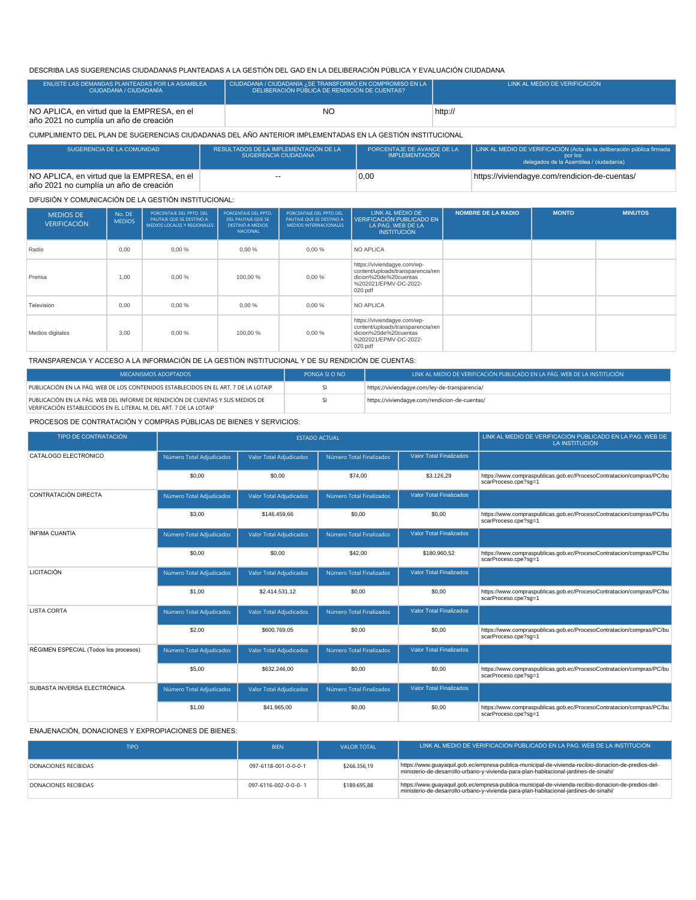DESCRIBA LAS SUGERENCIAS CIUDADANAS PLANTEADAS A LA GESTIÓN DEL GAD EN LA DELIBERACIÓN PÚBLICA Y EVALUACIÓN CIUDADANA

| ENLISTE LAS DEMANDAS PLANTEADAS POR LA ASAMBLEA CIUDADANA / CIUDADANÍA | CIUDADANA / CIUDADANÍA ¿SE TRANSFORMÓ EN COMPROMISO EN LA DELIBERACIÓN PÚBLICA DE RENDICIÓN DE CUENTAS? | LINK AL MEDIO DE VERIFICACIÓN |
|---|---|---|
| NO APLICA, en virtud que la EMPRESA, en el año 2021 no cumplía un año de creación | NO | http:// |

CUMPLIMIENTO DEL PLAN DE SUGERENCIAS CIUDADANAS DEL AÑO ANTERIOR IMPLEMENTADAS EN LA GESTIÓN INSTITUCIONAL

| SUGERENCIA DE LA COMUNIDAD | RESULTADOS DE LA IMPLEMENTACIÓN DE LA SUGERENCIA CIUDADANA | PORCENTAJE DE AVANCE DE LA IMPLEMENTACIÓN | LINK AL MEDIO DE VERIFICACIÓN (Acta de la deliberación pública firmada por los delegados de la Asamblea / ciudadanía) |
|---|---|---|---|
| NO APLICA, en virtud que la EMPRESA, en el año 2021 no cumplía un año de creación | -- | 0,00 | https://viviendagye.com/rendicion-de-cuentas/ |

DIFUSIÓN Y COMUNICACIÓN DE LA GESTIÓN INSTITUCIONAL:

| MEDIOS DE VERIFICACIÓN | No. DE MEDIOS | PORCENTAJE DEL PPTO. DEL PAUTAJE QUE SE DESTINO A MEDIOS LOCALES Y REGIONALES | PORCENTAJE DEL PPTO. DEL PAUTAJE QUE SE DESTINÓ A MEDIOS NACIONAL | PORCENTAJE DEL PPTO DEL PAUTAJE QUE SE DESTINO A MEDIOS INTERNACIONALES | LINK AL MEDIO DE VERIFICACIÓN PUBLICADO EN LA PAG. WEB DE LA INSTITUCIÓN | NOMBRE DE LA RADIO | MONTO | MINUTOS |
|---|---|---|---|---|---|---|---|---|
| Radio | 0,00 | 0,00 % | 0,00 % | 0,00 % | NO APLICA | | | |
| Prensa | 1,00 | 0,00 % | 100,00 % | 0,00 % | https://viviendagye.com/wp-content/uploads/transparencia/rendicion%20de%20cuentas%202021/EPMV-DC-2022-020.pdf | | | |
| Televisión | 0,00 | 0,00 % | 0,00 % | 0,00 % | NO APLICA | | | |
| Medios digitales | 3,00 | 0,00 % | 100,00 % | 0,00 % | https://viviendagye.com/wp-content/uploads/transparencia/rendicion%20de%20cuentas%202021/EPMV-DC-2022-020.pdf | | | |

TRANSPARENCIA Y ACCESO A LA INFORMACIÓN DE LA GESTIÓN INSTITUCIONAL Y DE SU RENDICIÓN DE CUENTAS:

| MECANISMOS ADOPTADOS | PONGA SI O NO | LINK AL MEDIO DE VERIFICACIÓN PUBLICADO EN LA PÁG. WEB DE LA INSTITUCIÓN |
|---|---|---|
| PUBLICACIÓN EN LA PÁG. WEB DE LOS CONTENIDOS ESTABLECIDOS EN EL ART. 7 DE LA LOTAIP | SI | https://viviendagye.com/ley-de-transparencia/ |
| PUBLICACIÓN EN LA PÁG. WEB DEL INFORME DE RENDICIÓN DE CUENTAS Y SUS MEDIOS DE VERIFICACIÓN ESTABLECIDOS EN EL LITERAL M, DEL ART. 7 DE LA LOTAIP | SI | https://viviendagye.com/rendicion-de-cuentas/ |

PROCESOS DE CONTRATACIÓN Y COMPRAS PÚBLICAS DE BIENES Y SERVICIOS:

| TIPO DE CONTRATACIÓN | ESTADO ACTUAL | | | | LINK AL MEDIO DE VERIFICACIÓN PUBLICADO EN LA PAG. WEB DE LA INSTITUCIÓN |
|---|---|---|---|---|---|
| | Número Total Adjudicados | Valor Total Adjudicados | Número Total Finalizados | Valor Total Finalizados | |
| CATÁLOGO ELECTRÓNICO | $0,00 | $0,00 | $74,00 | $3.126,29 | https://www.compraspublicas.gob.ec/ProcesoContratacion/compras/PC/buscarProceso.cpe?sg=1 |
| CONTRATACIÓN DIRECTA | $3,00 | $146.459,66 | $0,00 | $0,00 | https://www.compraspublicas.gob.ec/ProcesoContratacion/compras/PC/buscarProceso.cpe?sg=1 |
| ÍNFIMA CUANTÍA | $0,00 | $0,00 | $42,00 | $180.960,52 | https://www.compraspublicas.gob.ec/ProcesoContratacion/compras/PC/buscarProceso.cpe?sg=1 |
| LICITACIÓN | $1,00 | $2.414.531,12 | $0,00 | $0,00 | https://www.compraspublicas.gob.ec/ProcesoContratacion/compras/PC/buscarProceso.cpe?sg=1 |
| LISTA CORTA | $2,00 | $600.769,05 | $0,00 | $0,00 | https://www.compraspublicas.gob.ec/ProcesoContratacion/compras/PC/buscarProceso.cpe?sg=1 |
| RÉGIMEN ESPECIAL (Todos los procesos) | $5,00 | $632.246,00 | $0,00 | $0,00 | https://www.compraspublicas.gob.ec/ProcesoContratacion/compras/PC/buscarProceso.cpe?sg=1 |
| SUBASTA INVERSA ELECTRÓNICA | $1,00 | $41.965,00 | $0,00 | $0,00 | https://www.compraspublicas.gob.ec/ProcesoContratacion/compras/PC/buscarProceso.cpe?sg=1 |

ENAJENACIÓN, DONACIONES Y EXPROPIACIONES DE BIENES:

| TIPO | BIEN | VALOR TOTAL | LINK AL MEDIO DE VERIFICACIÓN PUBLICADO EN LA PAG. WEB DE LA INSTITUCIÓN |
|---|---|---|---|
| DONACIONES RECIBIDAS | 097-6118-001-0-0-0-1 | $266.356,19 | https://www.guayaquil.gob.ec/empresa-publica-municipal-de-vivienda-recibio-donacion-de-predios-del-ministerio-de-desarrollo-urbano-y-vivienda-para-plan-habitacional-jardines-de-sinahi/ |
| DONACIONES RECIBIDAS | 097-6116-002-0-0-0- 1 | $189.695,88 | https://www.guayaquil.gob.ec/empresa-publica-municipal-de-vivienda-recibio-donacion-de-predios-del-ministerio-de-desarrollo-urbano-y-vivienda-para-plan-habitacional-jardines-de-sinahi/ |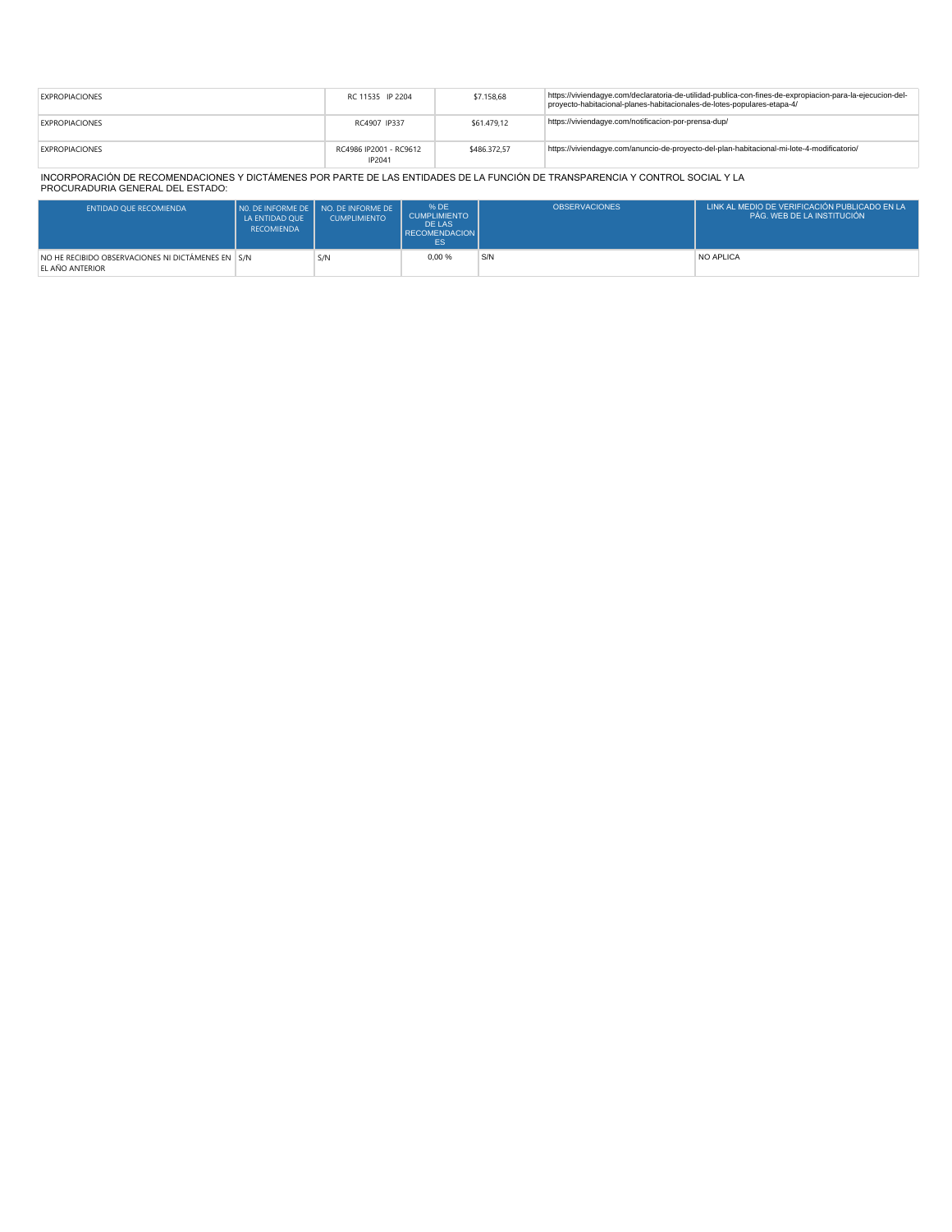| | | | |
|---|---|---|---|
| EXPROPIACIONES | RC 11535 IP 2204 | $7.158,68 | https://viviendagye.com/declaratoria-de-utilidad-publica-con-fines-de-expropiacion-para-la-ejecucion-del-proyecto-habitacional-planes-habitacionales-de-lotes-populares-etapa-4/ |
| EXPROPIACIONES | RC4907 IP337 | $61.479,12 | https://viviendagye.com/notificacion-por-prensa-dup/ |
| EXPROPIACIONES | RC4986 IP2001 - RC9612 IP2041 | $486.372,57 | https://viviendagye.com/anuncio-de-proyecto-del-plan-habitacional-mi-lote-4-modificatorio/ |

INCORPORACIÓN DE RECOMENDACIONES Y DICTÁMENES POR PARTE DE LAS ENTIDADES DE LA FUNCIÓN DE TRANSPARENCIA Y CONTROL SOCIAL Y LA PROCURADURIA GENERAL DEL ESTADO:

| ENTIDAD QUE RECOMIENDA | N0. DE INFORME DE LA ENTIDAD QUE RECOMIENDA | NO. DE INFORME DE CUMPLIMIENTO | % DE CUMPLIMIENTO DE LAS RECOMENDACIONES | OBSERVACIONES | LINK AL MEDIO DE VERIFICACIÓN PUBLICADO EN LA PÁG. WEB DE LA INSTITUCIÓN |
|---|---|---|---|---|---|
| NO HE RECIBIDO OBSERVACIONES NI DICTÁMENES EN EL AÑO ANTERIOR | S/N | S/N | 0,00 % | S/N | NO APLICA |